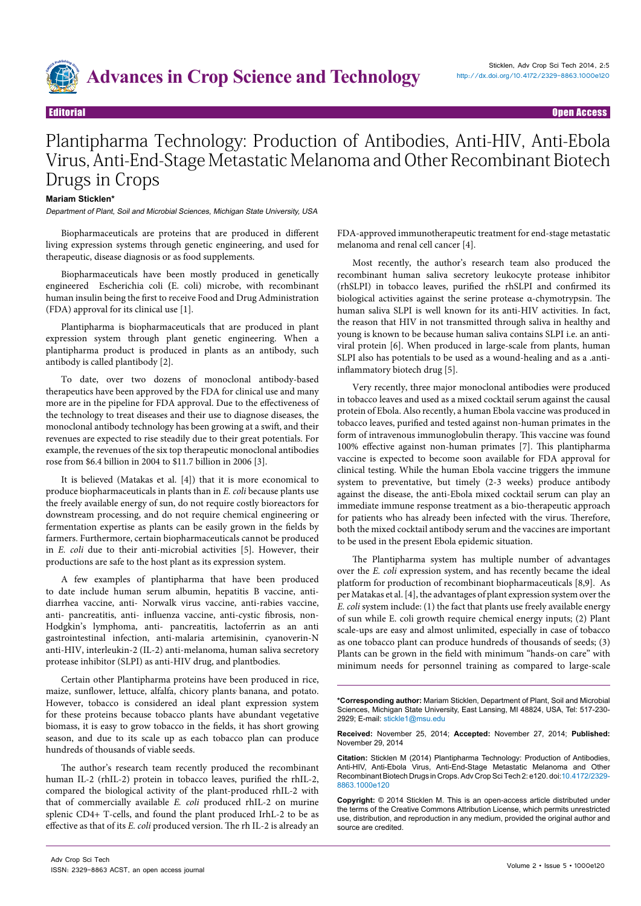Editorial

Open Access

# Plantipharma Technology: Production of Antibodies, Anti-HIV, Anti-Ebola Virus, Anti-End-Stage Metastatic Melanoma and Other Recombinant Biotech Drugs in Crops

**Mariam Sticklen***

*Department of Plant, Soil and Microbial Sciences, Michigan State University, USA*

Biopharmaceuticals are proteins that are produced in different living expression systems through genetic engineering, and used for therapeutic, disease diagnosis or as food supplements.

Biopharmaceuticals have been mostly produced in genetically engineered Escherichia coli (E. coli) microbe, with recombinant human insulin being the first to receive Food and Drug Administration (FDA) approval for its clinical use [1].

Plantipharma is biopharmaceuticals that are produced in plant expression system through plant genetic engineering. When a plantipharma product is produced in plants as an antibody, such antibody is called plantibody [2].

To date, over two dozens of monoclonal antibody-based therapeutics have been approved by the FDA for clinical use and many more are in the pipeline for FDA approval. Due to the effectiveness of the technology to treat diseases and their use to diagnose diseases, the monoclonal antibody technology has been growing at a swift, and their revenues are expected to rise steadily due to their great potentials. For example, the revenues of the six top therapeutic monoclonal antibodies rose from $6.4 billion in 2004 to $11.7 billion in 2006 [3].

It is believed (Matakas et al. [4]) that it is more economical to produce biopharmaceuticals in plants than in *E. coli* because plants use the freely available energy of sun, do not require costly bioreactors for downstream processing, and do not require chemical engineering or fermentation expertise as plants can be easily grown in the fields by farmers. Furthermore, certain biopharmaceuticals cannot be produced in *E. coli* due to their anti-microbial activities [5]. However, their productions are safe to the host plant as its expression system.

A few examples of plantipharma that have been produced to date include human serum albumin, hepatitis B vaccine, anti-diarrhea vaccine, anti- Norwalk virus vaccine, anti-rabies vaccine, anti- pancreatitis, anti- influenza vaccine, anti-cystic fibrosis, non-Hodgkin's lymphoma, anti- pancreatitis, lactoferrin as an anti gastrointestinal infection, anti-malaria artemisinin, cyanoverin-N anti-HIV, interleukin-2 (IL-2) anti-melanoma, human saliva secretory protease inhibitor (SLPI) as anti-HIV drug, and plantbodies.

Certain other Plantipharma proteins have been produced in rice, maize, sunflower, lettuce, alfalfa, chicory plants, banana, and potato. However, tobacco is considered an ideal plant expression system for these proteins because tobacco plants have abundant vegetative biomass, it is easy to grow tobacco in the fields, it has short growing season, and due to its scale up as each tobacco plan can produce hundreds of thousands of viable seeds.

The author's research team recently produced the recombinant human IL-2 (rhIL-2) protein in tobacco leaves, purified the rhIL-2, compared the biological activity of the plant-produced rhIL-2 with that of commercially available *E. coli* produced rhIL-2 on murine splenic CD4+ T-cells, and found the plant produced IrhL-2 to be as effective as that of its *E. coli* produced version. The rh IL-2 is already an FDA-approved immunotherapeutic treatment for end-stage metastatic melanoma and renal cell cancer [4].

Most recently, the author's research team also produced the recombinant human saliva secretory leukocyte protease inhibitor (rhSLPI) in tobacco leaves, purified the rhSLPI and confirmed its biological activities against the serine protease α-chymotrypsin. The human saliva SLPI is well known for its anti-HIV activities. In fact, the reason that HIV in not transmitted through saliva in healthy and young is known to be because human saliva contains SLPI i.e. an anti-viral protein [6]. When produced in large-scale from plants, human SLPI also has potentials to be used as a wound-healing and as a .anti-inflammatory biotech drug [5].

Very recently, three major monoclonal antibodies were produced in tobacco leaves and used as a mixed cocktail serum against the causal protein of Ebola. Also recently, a human Ebola vaccine was produced in tobacco leaves, purified and tested against non-human primates in the form of intravenous immunoglobulin therapy. This vaccine was found 100% effective against non-human primates [7]. This plantipharma vaccine is expected to become soon available for FDA approval for clinical testing. While the human Ebola vaccine triggers the immune system to preventative, but timely (2-3 weeks) produce antibody against the disease, the anti-Ebola mixed cocktail serum can play an immediate immune response treatment as a bio-therapeutic approach for patients who has already been infected with the virus. Therefore, both the mixed cocktail antibody serum and the vaccines are important to be used in the present Ebola epidemic situation.

The Plantipharma system has multiple number of advantages over the *E. coli* expression system, and has recently became the ideal platform for production of recombinant biopharmaceuticals [8,9]. As per Matakas et al. [4], the advantages of plant expression system over the *E. coli* system include: (1) the fact that plants use freely available energy of sun while E. coli growth require chemical energy inputs; (2) Plant scale-ups are easy and almost unlimited, especially in case of tobacco as one tobacco plant can produce hundreds of thousands of seeds; (3) Plants can be grown in the field with minimum "hands-on care" with minimum needs for personnel training as compared to large-scale

**\*Corresponding author:** Mariam Sticklen, Department of Plant, Soil and Microbial Sciences, Michigan State University, East Lansing, MI 48824, USA, Tel: 517-230-2929; E-mail: stickle1@msu.edu

**Received:** November 25, 2014; **Accepted:** November 27, 2014; **Published:** November 29, 2014

**Citation:** Sticklen M (2014) Plantipharma Technology: Production of Antibodies, Anti-HIV, Anti-Ebola Virus, Anti-End-Stage Metastatic Melanoma and Other Recombinant Biotech Drugs in Crops. Adv Crop Sci Tech 2: e120. doi:10.4172/2329-8863.1000e120

**Copyright:** © 2014 Sticklen M. This is an open-access article distributed under the terms of the Creative Commons Attribution License, which permits unrestricted use, distribution, and reproduction in any medium, provided the original author and source are credited.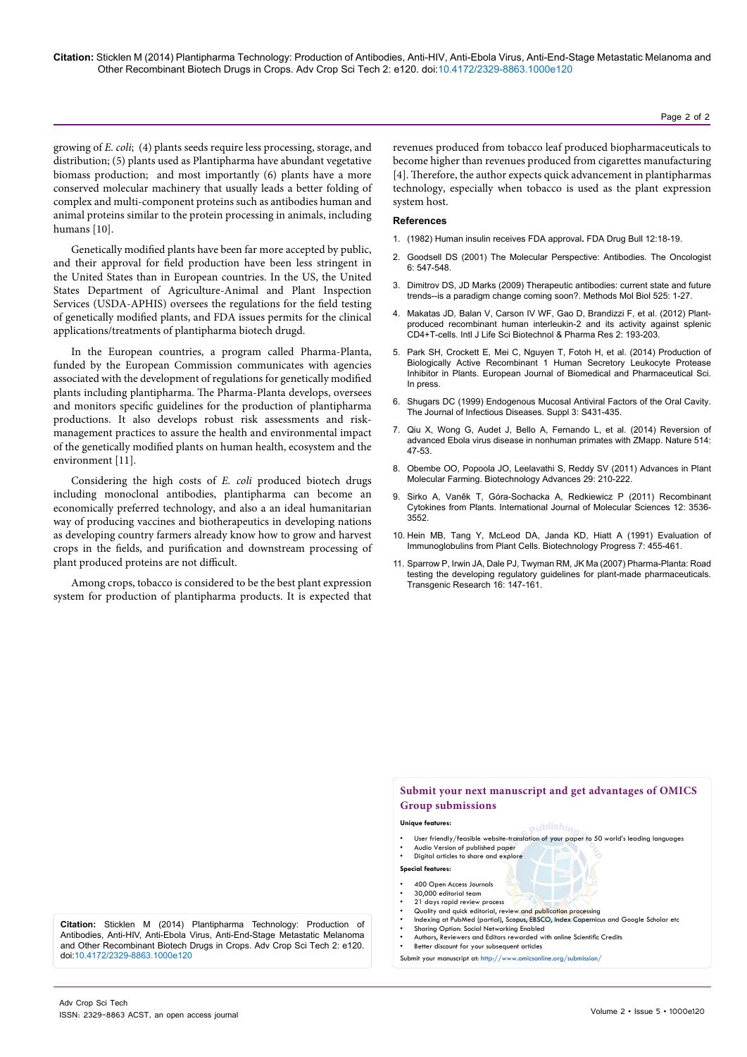growing of *E. coli*; (4) plants seeds require less processing, storage, and distribution; (5) plants used as Plantipharma have abundant vegetative biomass production; and most importantly (6) plants have a more conserved molecular machinery that usually leads a better folding of complex and multi-component proteins such as antibodies human and animal proteins similar to the protein processing in animals, including humans [10].

Genetically modified plants have been far more accepted by public, and their approval for field production have been less stringent in the United States than in European countries. In the US, the United States Department of Agriculture-Animal and Plant Inspection Services (USDA-APHIS) oversees the regulations for the field testing of genetically modified plants, and FDA issues permits for the clinical applications/treatments of plantipharma biotech drugd.

In the European countries, a program called Pharma-Planta, funded by the European Commission communicates with agencies associated with the development of regulations for genetically modified plants including plantipharma. The Pharma-Planta develops, oversees and monitors specific guidelines for the production of plantipharma productions. It also develops robust risk assessments and risk-management practices to assure the health and environmental impact of the genetically modified plants on human health, ecosystem and the environment [11].

Considering the high costs of *E. coli* produced biotech drugs including monoclonal antibodies, plantipharma can become an economically preferred technology, and also a an ideal humanitarian way of producing vaccines and biotherapeutics in developing nations as developing country farmers already know how to grow and harvest crops in the fields, and purification and downstream processing of plant produced proteins are not difficult.

Among crops, tobacco is considered to be the best plant expression system for production of plantipharma products. It is expected that revenues produced from tobacco leaf produced biopharmaceuticals to become higher than revenues produced from cigarettes manufacturing [4]. Therefore, the author expects quick advancement in plantipharmas technology, especially when tobacco is used as the plant expression system host.

## References

1. (1982) Human insulin receives FDA approval. FDA Drug Bull 12:18-19.
2. Goodsell DS (2001) The Molecular Perspective: Antibodies. The Oncologist 6: 547-548.
3. Dimitrov DS, JD Marks (2009) Therapeutic antibodies: current state and future trends--is a paradigm change coming soon?. Methods Mol Biol 525: 1-27.
4. Makatas JD, Balan V, Carson IV WF, Gao D, Brandizzi F, et al. (2012) Plant-produced recombinant human interleukin-2 and its activity against splenic CD4+T-cells. Intl J Life Sci Biotechnol & Pharma Res 2: 193-203.
5. Park SH, Crockett E, Mei C, Nguyen T, Fotoh H, et al. (2014) Production of Biologically Active Recombinant 1 Human Secretory Leukocyte Protease Inhibitor in Plants. European Journal of Biomedical and Pharmaceutical Sci. In press.
6. Shugars DC (1999) Endogenous Mucosal Antiviral Factors of the Oral Cavity. The Journal of Infectious Diseases. Suppl 3: S431-435.
7. Qiu X, Wong G, Audet J, Bello A, Fernando L, et al. (2014) Reversion of advanced Ebola virus disease in nonhuman primates with ZMapp. Nature 514: 47-53.
8. Obembe OO, Popoola JO, Leelavathi S, Reddy SV (2011) Advances in Plant Molecular Farming. Biotechnology Advances 29: 210-222.
9. Sirko A, Vaněk T, Góra-Sochacka A, Redkiewicz P (2011) Recombinant Cytokines from Plants. International Journal of Molecular Sciences 12: 3536-3552.
10. Hein MB, Tang Y, McLeod DA, Janda KD, Hiatt A (1991) Evaluation of Immunoglobulins from Plant Cells. Biotechnology Progress 7: 455-461.
11. Sparrow P, Irwin JA, Dale PJ, Twyman RM, JK Ma (2007) Pharma-Planta: Road testing the developing regulatory guidelines for plant-made pharmaceuticals. Transgenic Research 16: 147-161.

**Citation:** Sticklen M (2014) Plantipharma Technology: Production of Antibodies, Anti-HIV, Anti-Ebola Virus, Anti-End-Stage Metastatic Melanoma and Other Recombinant Biotech Drugs in Crops. Adv Crop Sci Tech 2: e120. doi:10.4172/2329-8863.1000e120

**Submit your next manuscript and get advantages of OMICS Group submissions**

**Unique features:**

- User friendly/feasible website-translation of your paper to 50 world's leading languages
- Audio Version of published paper
- Digital articles to share and explore

**Special features:**

- 400 Open Access Journals
- 30,000 editorial team
- 21 days rapid review process
- Quality and quick editorial, review and publication processing
- Indexing at PubMed (partial), Scopus, EBSCO, Index Copernicus and Google Scholar etc
- Sharing Option: Social Networking Enabled
- Authors, Reviewers and Editors rewarded with online Scientific Credits
- Better discount for your subsequent articles

Submit your manuscript at: http://www.omicsonline.org/submission/